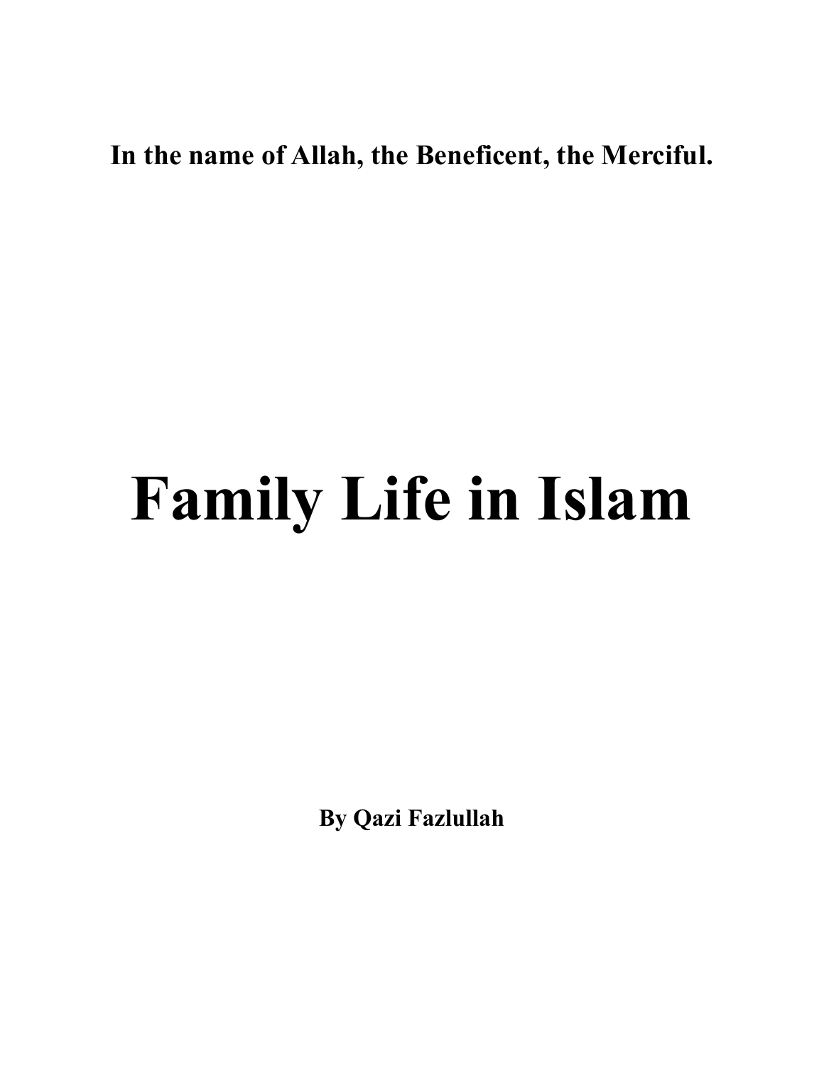**In the name of Allah, the Beneficent, the Merciful.**

# Family Life in Islam

**By Qazi Fazlullah**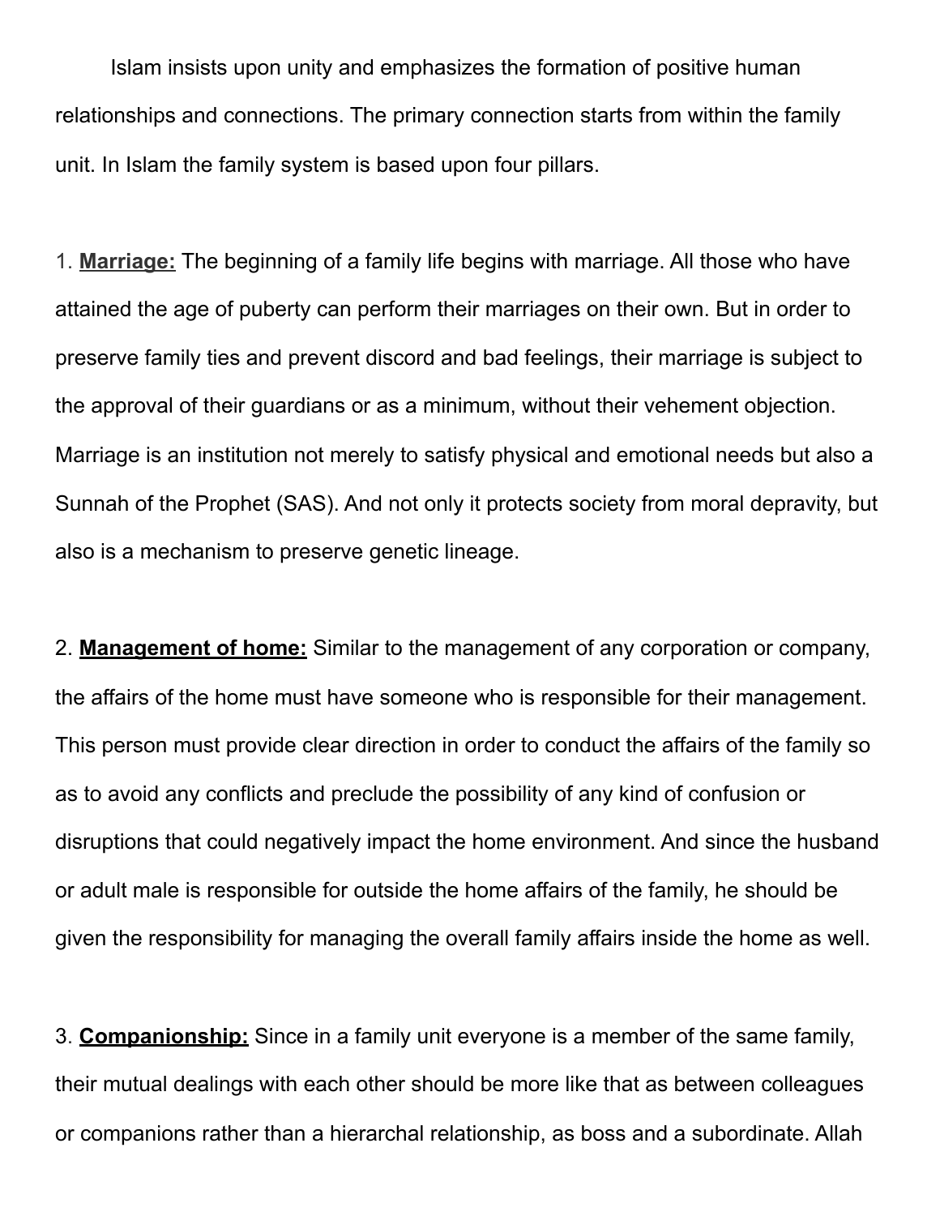Islam insists upon unity and emphasizes the formation of positive human relationships and connections. The primary connection starts from within the family unit. In Islam the family system is based upon four pillars.

1. **Marriage:** The beginning of a family life begins with marriage. All those who have attained the age of puberty can perform their marriages on their own. But in order to preserve family ties and prevent discord and bad feelings, their marriage is subject to the approval of their guardians or as a minimum, without their vehement objection. Marriage is an institution not merely to satisfy physical and emotional needs but also a Sunnah of the Prophet (SAS). And not only it protects society from moral depravity, but also is a mechanism to preserve genetic lineage.

2. **Management of home:** Similar to the management of any corporation or company, the affairs of the home must have someone who is responsible for their management. This person must provide clear direction in order to conduct the affairs of the family so as to avoid any conflicts and preclude the possibility of any kind of confusion or disruptions that could negatively impact the home environment. And since the husband or adult male is responsible for outside the home affairs of the family, he should be given the responsibility for managing the overall family affairs inside the home as well.

3. **Companionship:** Since in a family unit everyone is a member of the same family, their mutual dealings with each other should be more like that as between colleagues or companions rather than a hierarchal relationship, as boss and a subordinate. Allah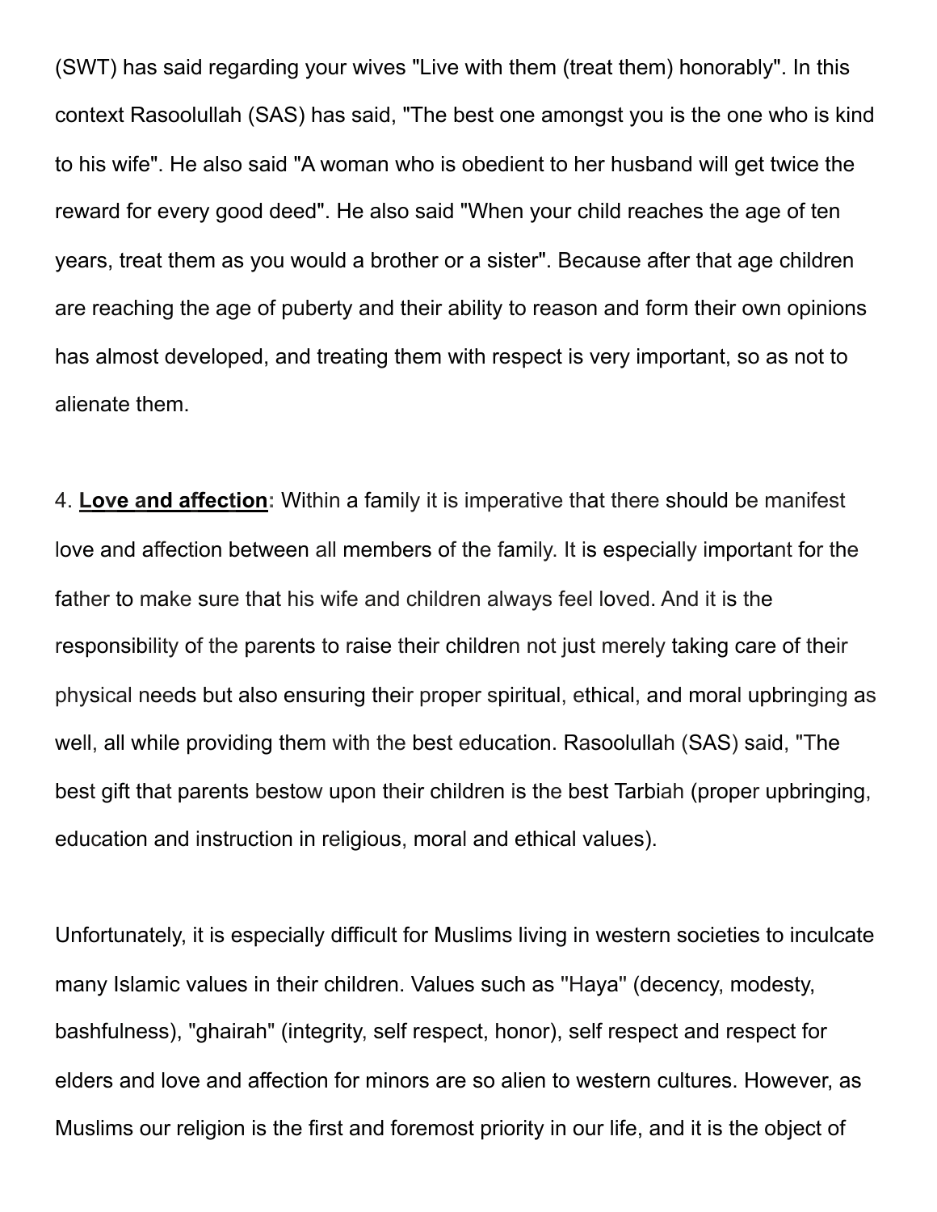(SWT) has said regarding your wives "Live with them (treat them) honorably". In this context Rasoolullah (SAS) has said, "The best one amongst you is the one who is kind to his wife". He also said "A woman who is obedient to her husband will get twice the reward for every good deed". He also said "When your child reaches the age of ten years, treat them as you would a brother or a sister". Because after that age children are reaching the age of puberty and their ability to reason and form their own opinions has almost developed, and treating them with respect is very important, so as not to alienate them.

4. **Love and affection:** Within a family it is imperative that there should be manifest love and affection between all members of the family. It is especially important for the father to make sure that his wife and children always feel loved. And it is the responsibility of the parents to raise their children not just merely taking care of their physical needs but also ensuring their proper spiritual, ethical, and moral upbringing as well, all while providing them with the best education. Rasoolullah (SAS) said, "The best gift that parents bestow upon their children is the best Tarbiah (proper upbringing, education and instruction in religious, moral and ethical values).

Unfortunately, it is especially difficult for Muslims living in western societies to inculcate many Islamic values in their children. Values such as "Haya" (decency, modesty, bashfulness), "ghairah" (integrity, self respect, honor), self respect and respect for elders and love and affection for minors are so alien to western cultures. However, as Muslims our religion is the first and foremost priority in our life, and it is the object of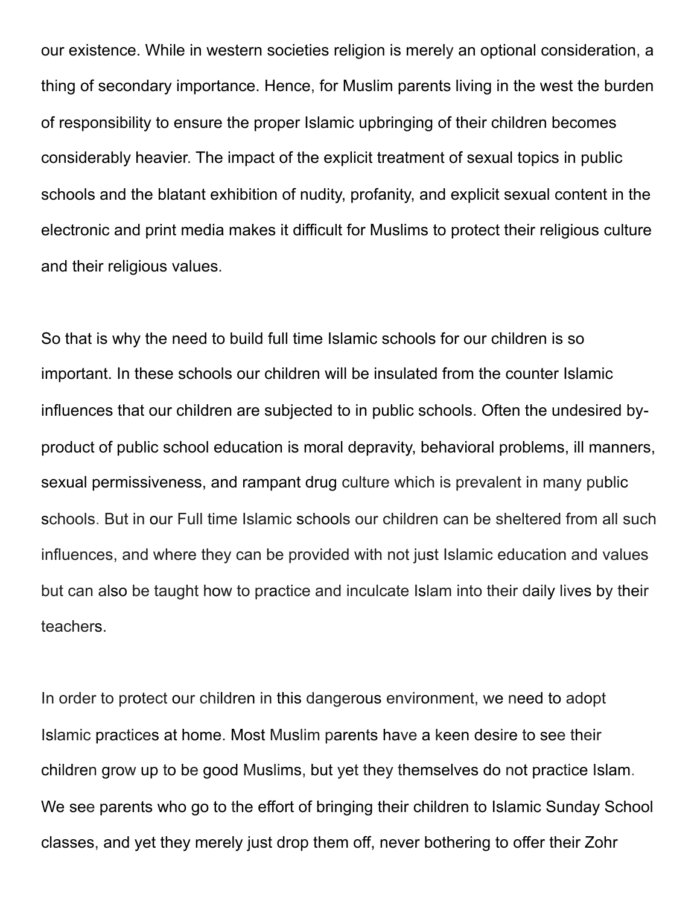our existence. While in western societies religion is merely an optional consideration, a thing of secondary importance. Hence, for Muslim parents living in the west the burden of responsibility to ensure the proper Islamic upbringing of their children becomes considerably heavier. The impact of the explicit treatment of sexual topics in public schools and the blatant exhibition of nudity, profanity, and explicit sexual content in the electronic and print media makes it difficult for Muslims to protect their religious culture and their religious values.

So that is why the need to build full time Islamic schools for our children is so important. In these schools our children will be insulated from the counter Islamic influences that our children are subjected to in public schools. Often the undesired by-product of public school education is moral depravity, behavioral problems, ill manners, sexual permissiveness, and rampant drug culture which is prevalent in many public schools. But in our Full time Islamic schools our children can be sheltered from all such influences, and where they can be provided with not just Islamic education and values but can also be taught how to practice and inculcate Islam into their daily lives by their teachers.

In order to protect our children in this dangerous environment, we need to adopt Islamic practices at home. Most Muslim parents have a keen desire to see their children grow up to be good Muslims, but yet they themselves do not practice Islam. We see parents who go to the effort of bringing their children to Islamic Sunday School classes, and yet they merely just drop them off, never bothering to offer their Zohr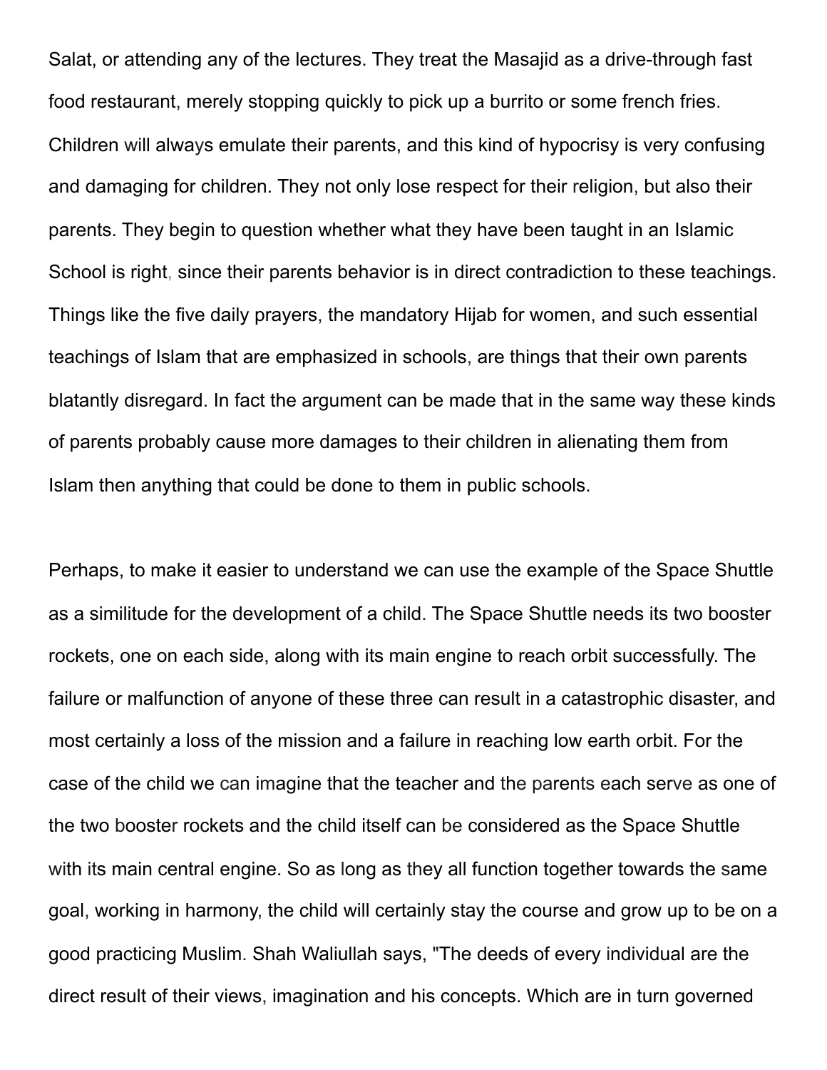Salat, or attending any of the lectures. They treat the Masajid as a drive-through fast food restaurant, merely stopping quickly to pick up a burrito or some french fries. Children will always emulate their parents, and this kind of hypocrisy is very confusing and damaging for children. They not only lose respect for their religion, but also their parents. They begin to question whether what they have been taught in an Islamic School is right, since their parents behavior is in direct contradiction to these teachings. Things like the five daily prayers, the mandatory Hijab for women, and such essential teachings of Islam that are emphasized in schools, are things that their own parents blatantly disregard. In fact the argument can be made that in the same way these kinds of parents probably cause more damages to their children in alienating them from Islam then anything that could be done to them in public schools.

Perhaps, to make it easier to understand we can use the example of the Space Shuttle as a similitude for the development of a child. The Space Shuttle needs its two booster rockets, one on each side, along with its main engine to reach orbit successfully. The failure or malfunction of anyone of these three can result in a catastrophic disaster, and most certainly a loss of the mission and a failure in reaching low earth orbit. For the case of the child we can imagine that the teacher and the parents each serve as one of the two booster rockets and the child itself can be considered as the Space Shuttle with its main central engine. So as long as they all function together towards the same goal, working in harmony, the child will certainly stay the course and grow up to be on a good practicing Muslim. Shah Waliullah says, "The deeds of every individual are the direct result of their views, imagination and his concepts. Which are in turn governed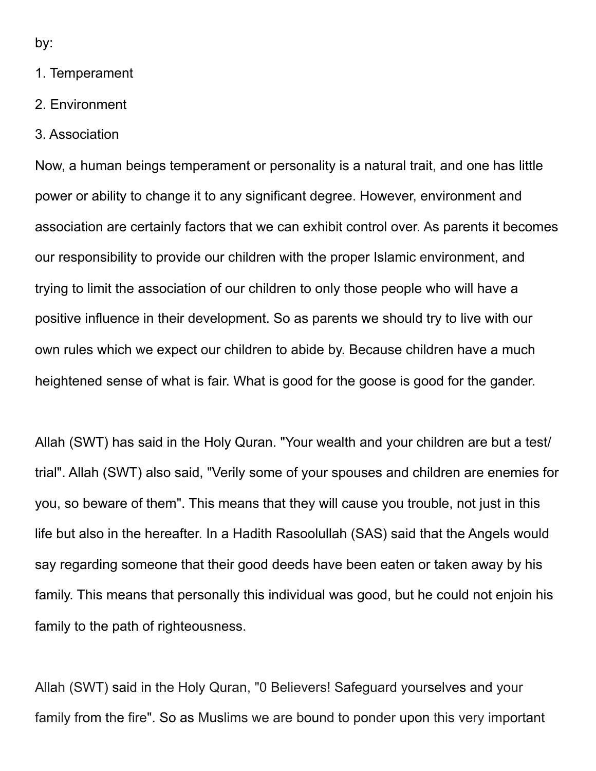by:

1. Temperament
2. Environment
3. Association

Now, a human beings temperament or personality is a natural trait, and one has little power or ability to change it to any significant degree. However, environment and association are certainly factors that we can exhibit control over. As parents it becomes our responsibility to provide our children with the proper Islamic environment, and trying to limit the association of our children to only those people who will have a positive influence in their development. So as parents we should try to live with our own rules which we expect our children to abide by. Because children have a much heightened sense of what is fair. What is good for the goose is good for the gander.

Allah (SWT) has said in the Holy Quran. "Your wealth and your children are but a test/ trial". Allah (SWT) also said, "Verily some of your spouses and children are enemies for you, so beware of them". This means that they will cause you trouble, not just in this life but also in the hereafter. In a Hadith Rasoolullah (SAS) said that the Angels would say regarding someone that their good deeds have been eaten or taken away by his family. This means that personally this individual was good, but he could not enjoin his family to the path of righteousness.

Allah (SWT) said in the Holy Quran, "0 Believers! Safeguard yourselves and your family from the fire". So as Muslims we are bound to ponder upon this very important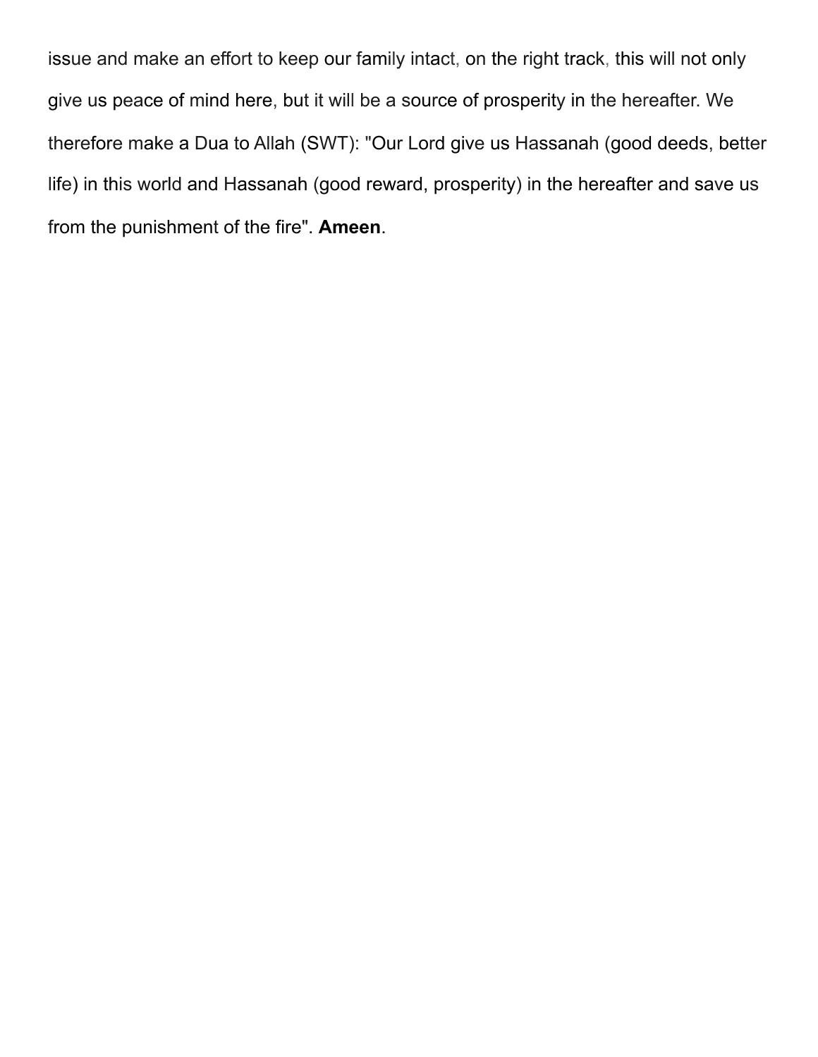issue and make an effort to keep our family intact, on the right track, this will not only give us peace of mind here, but it will be a source of prosperity in the hereafter. We therefore make a Dua to Allah (SWT): "Our Lord give us Hassanah (good deeds, better life) in this world and Hassanah (good reward, prosperity) in the hereafter and save us from the punishment of the fire". **Ameen**.